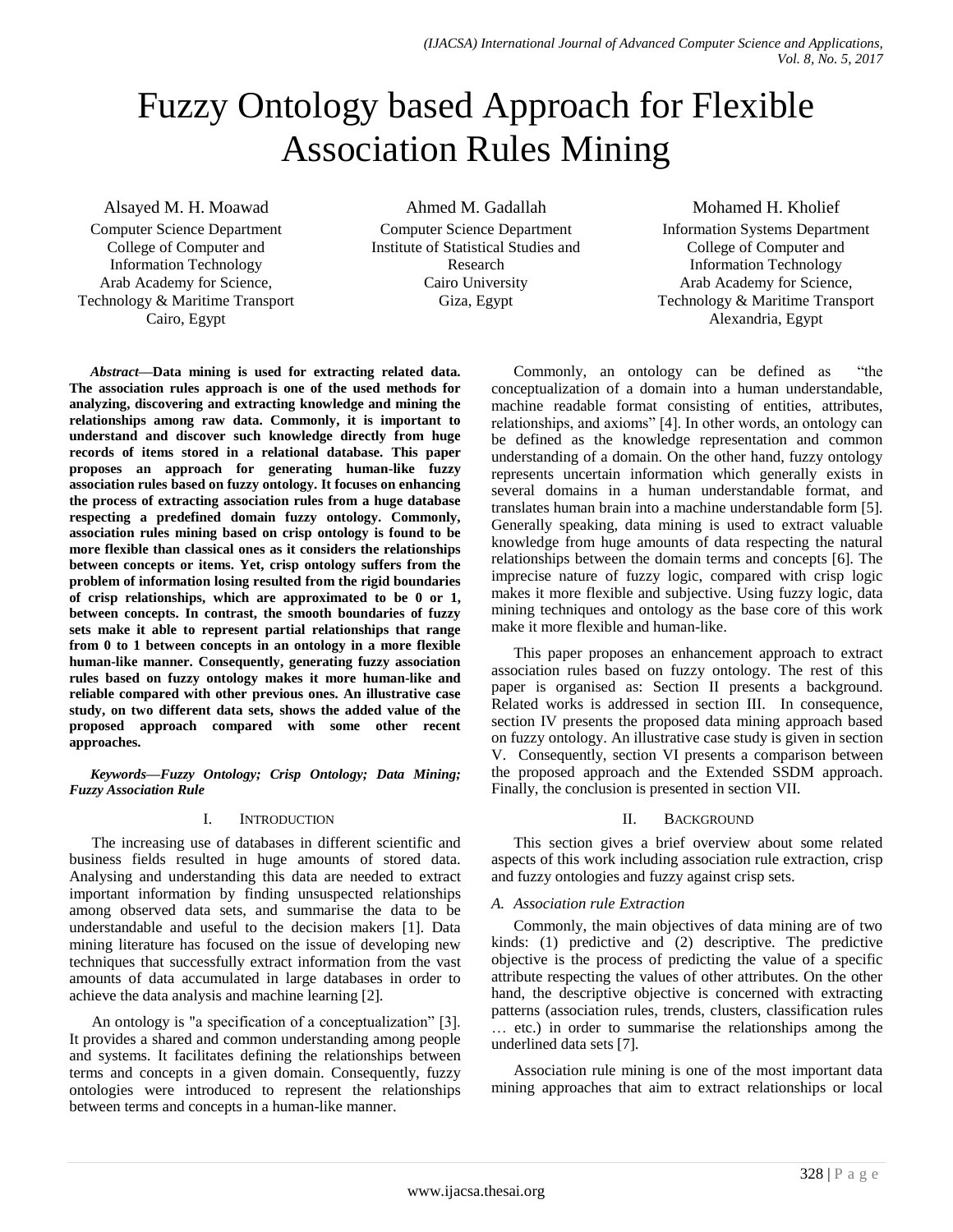# Fuzzy Ontology based Approach for Flexible Association Rules Mining

Alsayed M. H. Moawad
Computer Science Department
College of Computer and Information Technology
Arab Academy for Science, Technology & Maritime Transport
Cairo, Egypt

Ahmed M. Gadallah
Computer Science Department
Institute of Statistical Studies and Research
Cairo University
Giza, Egypt

Mohamed H. Kholief
Information Systems Department
College of Computer and Information Technology
Arab Academy for Science, Technology & Maritime Transport
Alexandria, Egypt

***Abstract*—Data mining is used for extracting related data. The association rules approach is one of the used methods for analyzing, discovering and extracting knowledge and mining the relationships among raw data. Commonly, it is important to understand and discover such knowledge directly from huge records of items stored in a relational database. This paper proposes an approach for generating human-like fuzzy association rules based on fuzzy ontology. It focuses on enhancing the process of extracting association rules from a huge database respecting a predefined domain fuzzy ontology. Commonly, association rules mining based on crisp ontology is found to be more flexible than classical ones as it considers the relationships between concepts or items. Yet, crisp ontology suffers from the problem of information losing resulted from the rigid boundaries of crisp relationships, which are approximated to be 0 or 1, between concepts. In contrast, the smooth boundaries of fuzzy sets make it able to represent partial relationships that range from 0 to 1 between concepts in an ontology in a more flexible human-like manner. Consequently, generating fuzzy association rules based on fuzzy ontology makes it more human-like and reliable compared with other previous ones. An illustrative case study, on two different data sets, shows the added value of the proposed approach compared with some other recent approaches.**

***Keywords—Fuzzy Ontology; Crisp Ontology; Data Mining; Fuzzy Association Rule***

## I. Introduction

The increasing use of databases in different scientific and business fields resulted in huge amounts of stored data. Analysing and understanding this data are needed to extract important information by finding unsuspected relationships among observed data sets, and summarise the data to be understandable and useful to the decision makers [1]. Data mining literature has focused on the issue of developing new techniques that successfully extract information from the vast amounts of data accumulated in large databases in order to achieve the data analysis and machine learning [2].

An ontology is "a specification of a conceptualization" [3]. It provides a shared and common understanding among people and systems. It facilitates defining the relationships between terms and concepts in a given domain. Consequently, fuzzy ontologies were introduced to represent the relationships between terms and concepts in a human-like manner.

Commonly, an ontology can be defined as "the conceptualization of a domain into a human understandable, machine readable format consisting of entities, attributes, relationships, and axioms" [4]. In other words, an ontology can be defined as the knowledge representation and common understanding of a domain. On the other hand, fuzzy ontology represents uncertain information which generally exists in several domains in a human understandable format, and translates human brain into a machine understandable form [5]. Generally speaking, data mining is used to extract valuable knowledge from huge amounts of data respecting the natural relationships between the domain terms and concepts [6]. The imprecise nature of fuzzy logic, compared with crisp logic makes it more flexible and subjective. Using fuzzy logic, data mining techniques and ontology as the base core of this work make it more flexible and human-like.

This paper proposes an enhancement approach to extract association rules based on fuzzy ontology. The rest of this paper is organised as: Section II presents a background. Related works is addressed in section III. In consequence, section IV presents the proposed data mining approach based on fuzzy ontology. An illustrative case study is given in section V. Consequently, section VI presents a comparison between the proposed approach and the Extended SSDM approach. Finally, the conclusion is presented in section VII.

## II. Background

This section gives a brief overview about some related aspects of this work including association rule extraction, crisp and fuzzy ontologies and fuzzy against crisp sets.

### A. Association rule Extraction

Commonly, the main objectives of data mining are of two kinds: (1) predictive and (2) descriptive. The predictive objective is the process of predicting the value of a specific attribute respecting the values of other attributes. On the other hand, the descriptive objective is concerned with extracting patterns (association rules, trends, clusters, classification rules … etc.) in order to summarise the relationships among the underlined data sets [7].

Association rule mining is one of the most important data mining approaches that aim to extract relationships or local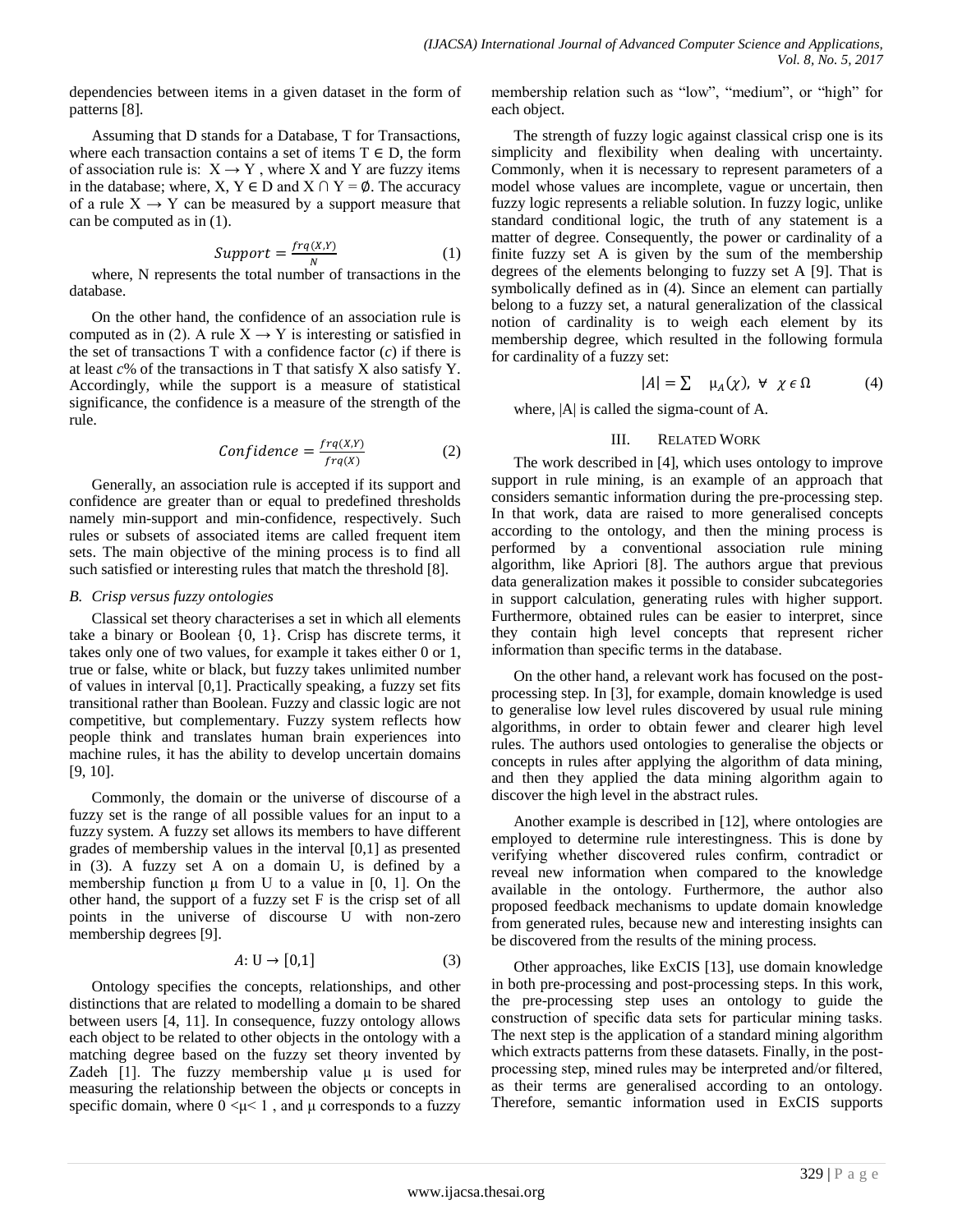dependencies between items in a given dataset in the form of patterns [8].

Assuming that D stands for a Database, T for Transactions, where each transaction contains a set of items $T \in D$, the form of association rule is: $X \rightarrow Y$ , where X and Y are fuzzy items in the database; where, $X, Y \in D$ and $X \cap Y = \emptyset$. The accuracy of a rule $X \rightarrow Y$ can be measured by a support measure that can be computed as in (1).

$$Support = \frac{frq(X,Y)}{N} \tag{1}$$

where, N represents the total number of transactions in the database.

On the other hand, the confidence of an association rule is computed as in (2). A rule $X \rightarrow Y$ is interesting or satisfied in the set of transactions T with a confidence factor (*c*) if there is at least *c*% of the transactions in T that satisfy X also satisfy Y. Accordingly, while the support is a measure of statistical significance, the confidence is a measure of the strength of the rule.

$$Confidence = \frac{frq(X,Y)}{frq(X)} \tag{2}$$

Generally, an association rule is accepted if its support and confidence are greater than or equal to predefined thresholds namely min-support and min-confidence, respectively. Such rules or subsets of associated items are called frequent item sets. The main objective of the mining process is to find all such satisfied or interesting rules that match the threshold [8].

### *B. Crisp versus fuzzy ontologies*

Classical set theory characterises a set in which all elements take a binary or Boolean {0, 1}. Crisp has discrete terms, it takes only one of two values, for example it takes either 0 or 1, true or false, white or black, but fuzzy takes unlimited number of values in interval [0,1]. Practically speaking, a fuzzy set fits transitional rather than Boolean. Fuzzy and classic logic are not competitive, but complementary. Fuzzy system reflects how people think and translates human brain experiences into machine rules, it has the ability to develop uncertain domains [9, 10].

Commonly, the domain or the universe of discourse of a fuzzy set is the range of all possible values for an input to a fuzzy system. A fuzzy set allows its members to have different grades of membership values in the interval [0,1] as presented in (3). A fuzzy set A on a domain U, is defined by a membership function μ from U to a value in [0, 1]. On the other hand, the support of a fuzzy set F is the crisp set of all points in the universe of discourse U with non-zero membership degrees [9].

$$A: \mathrm{U} \rightarrow [0,1] \tag{3}$$

Ontology specifies the concepts, relationships, and other distinctions that are related to modelling a domain to be shared between users [4, 11]. In consequence, fuzzy ontology allows each object to be related to other objects in the ontology with a matching degree based on the fuzzy set theory invented by Zadeh [1]. The fuzzy membership value μ is used for measuring the relationship between the objects or concepts in specific domain, where $0 < \mu < 1$ , and μ corresponds to a fuzzy membership relation such as "low", "medium", or "high" for each object.

The strength of fuzzy logic against classical crisp one is its simplicity and flexibility when dealing with uncertainty. Commonly, when it is necessary to represent parameters of a model whose values are incomplete, vague or uncertain, then fuzzy logic represents a reliable solution. In fuzzy logic, unlike standard conditional logic, the truth of any statement is a matter of degree. Consequently, the power or cardinality of a finite fuzzy set A is given by the sum of the membership degrees of the elements belonging to fuzzy set A [9]. That is symbolically defined as in (4). Since an element can partially belong to a fuzzy set, a natural generalization of the classical notion of cardinality is to weigh each element by its membership degree, which resulted in the following formula for cardinality of a fuzzy set:

$$|A| = \sum \quad \mu_A(\chi), \; \forall \;\; \chi \in \Omega \tag{4}$$

where, |A| is called the sigma-count of A.

## III. Related Work

The work described in [4], which uses ontology to improve support in rule mining, is an example of an approach that considers semantic information during the pre-processing step. In that work, data are raised to more generalised concepts according to the ontology, and then the mining process is performed by a conventional association rule mining algorithm, like Apriori [8]. The authors argue that previous data generalization makes it possible to consider subcategories in support calculation, generating rules with higher support. Furthermore, obtained rules can be easier to interpret, since they contain high level concepts that represent richer information than specific terms in the database.

On the other hand, a relevant work has focused on the post-processing step. In [3], for example, domain knowledge is used to generalise low level rules discovered by usual rule mining algorithms, in order to obtain fewer and clearer high level rules. The authors used ontologies to generalise the objects or concepts in rules after applying the algorithm of data mining, and then they applied the data mining algorithm again to discover the high level in the abstract rules.

Another example is described in [12], where ontologies are employed to determine rule interestingness. This is done by verifying whether discovered rules confirm, contradict or reveal new information when compared to the knowledge available in the ontology. Furthermore, the author also proposed feedback mechanisms to update domain knowledge from generated rules, because new and interesting insights can be discovered from the results of the mining process.

Other approaches, like ExCIS [13], use domain knowledge in both pre-processing and post-processing steps. In this work, the pre-processing step uses an ontology to guide the construction of specific data sets for particular mining tasks. The next step is the application of a standard mining algorithm which extracts patterns from these datasets. Finally, in the post-processing step, mined rules may be interpreted and/or filtered, as their terms are generalised according to an ontology. Therefore, semantic information used in ExCIS supports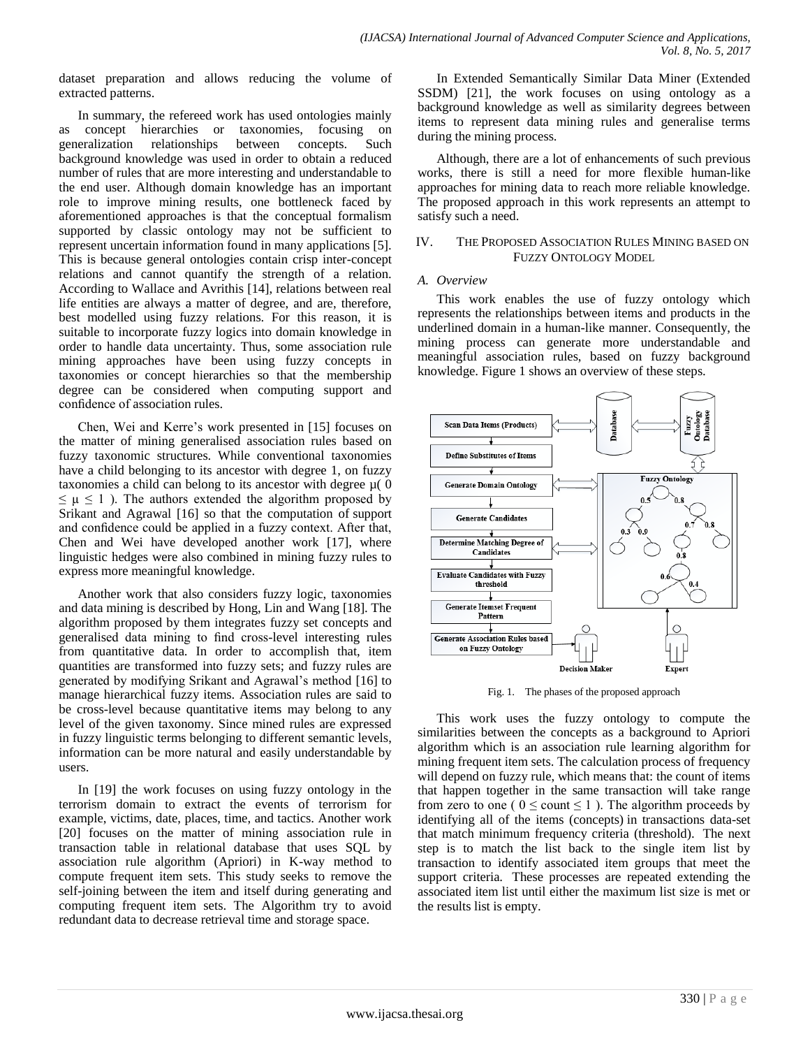dataset preparation and allows reducing the volume of extracted patterns.

In summary, the refereed work has used ontologies mainly as concept hierarchies or taxonomies, focusing on generalization relationships between concepts. Such background knowledge was used in order to obtain a reduced number of rules that are more interesting and understandable to the end user. Although domain knowledge has an important role to improve mining results, one bottleneck faced by aforementioned approaches is that the conceptual formalism supported by classic ontology may not be sufficient to represent uncertain information found in many applications [5]. This is because general ontologies contain crisp inter-concept relations and cannot quantify the strength of a relation. According to Wallace and Avrithis [14], relations between real life entities are always a matter of degree, and are, therefore, best modelled using fuzzy relations. For this reason, it is suitable to incorporate fuzzy logics into domain knowledge in order to handle data uncertainty. Thus, some association rule mining approaches have been using fuzzy concepts in taxonomies or concept hierarchies so that the membership degree can be considered when computing support and confidence of association rules.

Chen, Wei and Kerre's work presented in [15] focuses on the matter of mining generalised association rules based on fuzzy taxonomic structures. While conventional taxonomies have a child belonging to its ancestor with degree 1, on fuzzy taxonomies a child can belong to its ancestor with degree $\mu$( $0 \leq \mu \leq 1$ ). The authors extended the algorithm proposed by Srikant and Agrawal [16] so that the computation of support and confidence could be applied in a fuzzy context. After that, Chen and Wei have developed another work [17], where linguistic hedges were also combined in mining fuzzy rules to express more meaningful knowledge.

Another work that also considers fuzzy logic, taxonomies and data mining is described by Hong, Lin and Wang [18]. The algorithm proposed by them integrates fuzzy set concepts and generalised data mining to find cross-level interesting rules from quantitative data. In order to accomplish that, item quantities are transformed into fuzzy sets; and fuzzy rules are generated by modifying Srikant and Agrawal's method [16] to manage hierarchical fuzzy items. Association rules are said to be cross-level because quantitative items may belong to any level of the given taxonomy. Since mined rules are expressed in fuzzy linguistic terms belonging to different semantic levels, information can be more natural and easily understandable by users.

In [19] the work focuses on using fuzzy ontology in the terrorism domain to extract the events of terrorism for example, victims, date, places, time, and tactics. Another work [20] focuses on the matter of mining association rule in transaction table in relational database that uses SQL by association rule algorithm (Apriori) in K-way method to compute frequent item sets. This study seeks to remove the self-joining between the item and itself during generating and computing frequent item sets. The Algorithm try to avoid redundant data to decrease retrieval time and storage space.

In Extended Semantically Similar Data Miner (Extended SSDM) [21], the work focuses on using ontology as a background knowledge as well as similarity degrees between items to represent data mining rules and generalise terms during the mining process.

Although, there are a lot of enhancements of such previous works, there is still a need for more flexible human-like approaches for mining data to reach more reliable knowledge. The proposed approach in this work represents an attempt to satisfy such a need.

## IV. The Proposed Association Rules Mining based on Fuzzy Ontology Model

### *A. Overview*

This work enables the use of fuzzy ontology which represents the relationships between items and products in the underlined domain in a human-like manner. Consequently, the mining process can generate more understandable and meaningful association rules, based on fuzzy background knowledge. Figure 1 shows an overview of these steps.

Fig. 1. The phases of the proposed approach

This work uses the fuzzy ontology to compute the similarities between the concepts as a background to Apriori algorithm which is an association rule learning algorithm for mining frequent item sets. The calculation process of frequency will depend on fuzzy rule, which means that: the count of items that happen together in the same transaction will take range from zero to one ( $0 \leq \text{count} \leq 1$ ). The algorithm proceeds by identifying all of the items (concepts) in transactions data-set that match minimum frequency criteria (threshold). The next step is to match the list back to the single item list by transaction to identify associated item groups that meet the support criteria. These processes are repeated extending the associated item list until either the maximum list size is met or the results list is empty.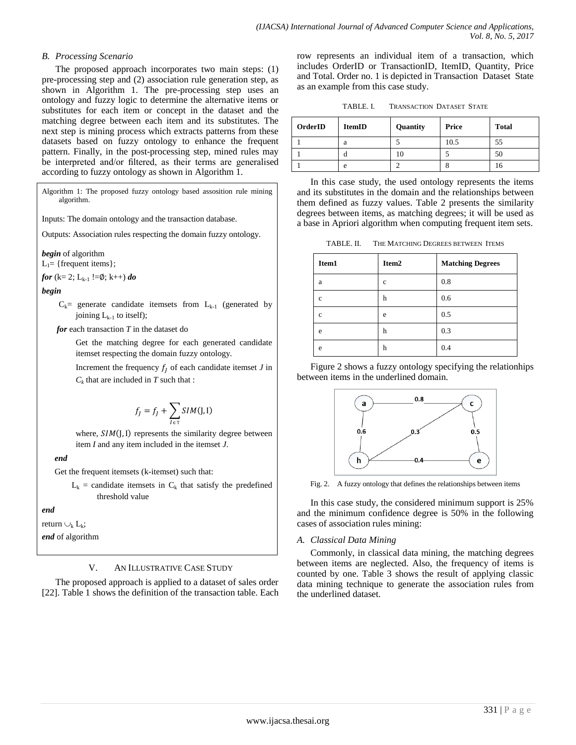### B. Processing Scenario

The proposed approach incorporates two main steps: (1) pre-processing step and (2) association rule generation step, as shown in Algorithm 1. The pre-processing step uses an ontology and fuzzy logic to determine the alternative items or substitutes for each item or concept in the dataset and the matching degree between each item and its substitutes. The next step is mining process which extracts patterns from these datasets based on fuzzy ontology to enhance the frequent pattern. Finally, in the post-processing step, mined rules may be interpreted and/or filtered, as their terms are generalised according to fuzzy ontology as shown in Algorithm 1.

Algorithm 1: The proposed fuzzy ontology based assosition rule mining algorithm.

Inputs: The domain ontology and the transaction database.

Outputs: Association rules respecting the domain fuzzy ontology.

***begin*** of algorithm

$L_1$= {frequent items};

***for*** (k= 2; $L_{k-1}$ !=∅; k++) ***do***

***begin***

$C_k$= generate candidate itemsets from $L_{k-1}$ (generated by joining $L_{k-1}$ to itself);

***for*** each transaction *T* in the dataset do

Get the matching degree for each generated candidate itemset respecting the domain fuzzy ontology.

Increment the frequency $f_J$ of each candidate itemset *J* in $C_k$ that are included in *T* such that :

$$f_J = f_J + \sum_{I \in T} SIM(J, I)$$

where, $SIM(J, I)$ represents the similarity degree between item *I* and any item included in the itemset *J*.

***end***

Get the frequent itemsets (k-itemset) such that:

$L_k$ = candidate itemsets in $C_k$ that satisfy the predefined threshold value

***end***

return $\cup_k L_k$;

***end*** of algorithm

## V. An Illustrative Case Study

The proposed approach is applied to a dataset of sales order [22]. Table 1 shows the definition of the transaction table. Each row represents an individual item of a transaction, which includes OrderID or TransactionID, ItemID, Quantity, Price and Total. Order no. 1 is depicted in Transaction Dataset State as an example from this case study.

TABLE. I. Transaction Dataset State

| OrderID | ItemID | Quantity | Price | Total |
|---|---|---|---|---|
| 1 | a | 5 | 10.5 | 55 |
| 1 | d | 10 | 5 | 50 |
| 1 | e | 2 | 8 | 16 |

In this case study, the used ontology represents the items and its substitutes in the domain and the relationships between them defined as fuzzy values. Table 2 presents the similarity degrees between items, as matching degrees; it will be used as a base in Apriori algorithm when computing frequent item sets.

TABLE. II. The Matching Degrees between Items

| Item1 | Item2 | Matching Degrees |
|---|---|---|
| a | c | 0.8 |
| c | h | 0.6 |
| c | e | 0.5 |
| e | h | 0.3 |
| e | h | 0.4 |

Figure 2 shows a fuzzy ontology specifying the relationhips between items in the underlined domain.

Fig. 2. A fuzzy ontology that defines the relationships between items

In this case study, the considered minimum support is 25% and the minimum confidence degree is 50% in the following cases of association rules mining:

### A. Classical Data Mining

Commonly, in classical data mining, the matching degrees between items are neglected. Also, the frequency of items is counted by one. Table 3 shows the result of applying classic data mining technique to generate the association rules from the underlined dataset.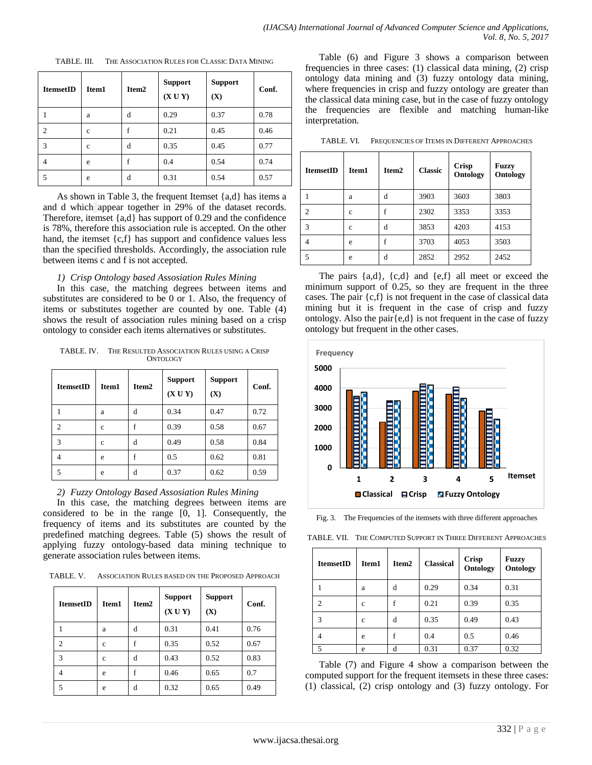TABLE. III. THE ASSOCIATION RULES FOR CLASSIC DATA MINING

| ItemsetID | Item1 | Item2 | Support (X U Y) | Support (X) | Conf. |
|---|---|---|---|---|---|
| 1 | a | d | 0.29 | 0.37 | 0.78 |
| 2 | c | f | 0.21 | 0.45 | 0.46 |
| 3 | c | d | 0.35 | 0.45 | 0.77 |
| 4 | e | f | 0.4 | 0.54 | 0.74 |
| 5 | e | d | 0.31 | 0.54 | 0.57 |

As shown in Table 3, the frequent Itemset {a,d} has items a and d which appear together in 29% of the dataset records. Therefore, itemset {a,d} has support of 0.29 and the confidence is 78%, therefore this association rule is accepted. On the other hand, the itemset {c,f} has support and confidence values less than the specified thresholds. Accordingly, the association rule between items c and f is not accepted.

*1) Crisp Ontology based Assosiation Rules Mining*

In this case, the matching degrees between items and substitutes are considered to be 0 or 1. Also, the frequency of items or substitutes together are counted by one. Table (4) shows the result of association rules mining based on a crisp ontology to consider each items alternatives or substitutes.

TABLE. IV. THE RESULTED ASSOCIATION RULES USING A CRISP ONTOLOGY

| ItemsetID | Item1 | Item2 | Support (X U Y) | Support (X) | Conf. |
|---|---|---|---|---|---|
| 1 | a | d | 0.34 | 0.47 | 0.72 |
| 2 | c | f | 0.39 | 0.58 | 0.67 |
| 3 | c | d | 0.49 | 0.58 | 0.84 |
| 4 | e | f | 0.5 | 0.62 | 0.81 |
| 5 | e | d | 0.37 | 0.62 | 0.59 |

*2) Fuzzy Ontology Based Assosiation Rules Mining*

In this case, the matching degrees between items are considered to be in the range [0, 1]. Consequently, the frequency of items and its substitutes are counted by the predefined matching degrees. Table (5) shows the result of applying fuzzy ontology-based data mining technique to generate association rules between items.

TABLE. V. ASSOCIATION RULES BASED ON THE PROPOSED APPROACH

| ItemsetID | Item1 | Item2 | Support (X U Y) | Support (X) | Conf. |
|---|---|---|---|---|---|
| 1 | a | d | 0.31 | 0.41 | 0.76 |
| 2 | c | f | 0.35 | 0.52 | 0.67 |
| 3 | c | d | 0.43 | 0.52 | 0.83 |
| 4 | e | f | 0.46 | 0.65 | 0.7 |
| 5 | e | d | 0.32 | 0.65 | 0.49 |

Table (6) and Figure 3 shows a comparison between frequencies in three cases: (1) classical data mining, (2) crisp ontology data mining and (3) fuzzy ontology data mining, where frequencies in crisp and fuzzy ontology are greater than the classical data mining case, but in the case of fuzzy ontology the frequencies are flexible and matching human-like interpretation.

TABLE. VI. FREQUENCIES OF ITEMS IN DIFFERENT APPROACHES

| ItemsetID | Item1 | Item2 | Classic | Crisp Ontology | Fuzzy Ontology |
|---|---|---|---|---|---|
| 1 | a | d | 3903 | 3603 | 3803 |
| 2 | c | f | 2302 | 3353 | 3353 |
| 3 | c | d | 3853 | 4203 | 4153 |
| 4 | e | f | 3703 | 4053 | 3503 |
| 5 | e | d | 2852 | 2952 | 2452 |

The pairs {a,d}, {c,d} and {e,f} all meet or exceed the minimum support of 0.25, so they are frequent in the three cases. The pair {c,f} is not frequent in the case of classical data mining but it is frequent in the case of crisp and fuzzy ontology. Also the pair{e,d} is not frequent in the case of fuzzy ontology but frequent in the other cases.

Fig. 3. The Frequencies of the itemsets with three different approaches

TABLE. VII. THE COMPUTED SUPPORT IN THREE DIFFERENT APPROACHES

| ItemsetID | Item1 | Item2 | Classical | Crisp Ontology | Fuzzy Ontology |
|---|---|---|---|---|---|
| 1 | a | d | 0.29 | 0.34 | 0.31 |
| 2 | c | f | 0.21 | 0.39 | 0.35 |
| 3 | c | d | 0.35 | 0.49 | 0.43 |
| 4 | e | f | 0.4 | 0.5 | 0.46 |
| 5 | e | d | 0.31 | 0.37 | 0.32 |

Table (7) and Figure 4 show a comparison between the computed support for the frequent itemsets in these three cases: (1) classical, (2) crisp ontology and (3) fuzzy ontology. For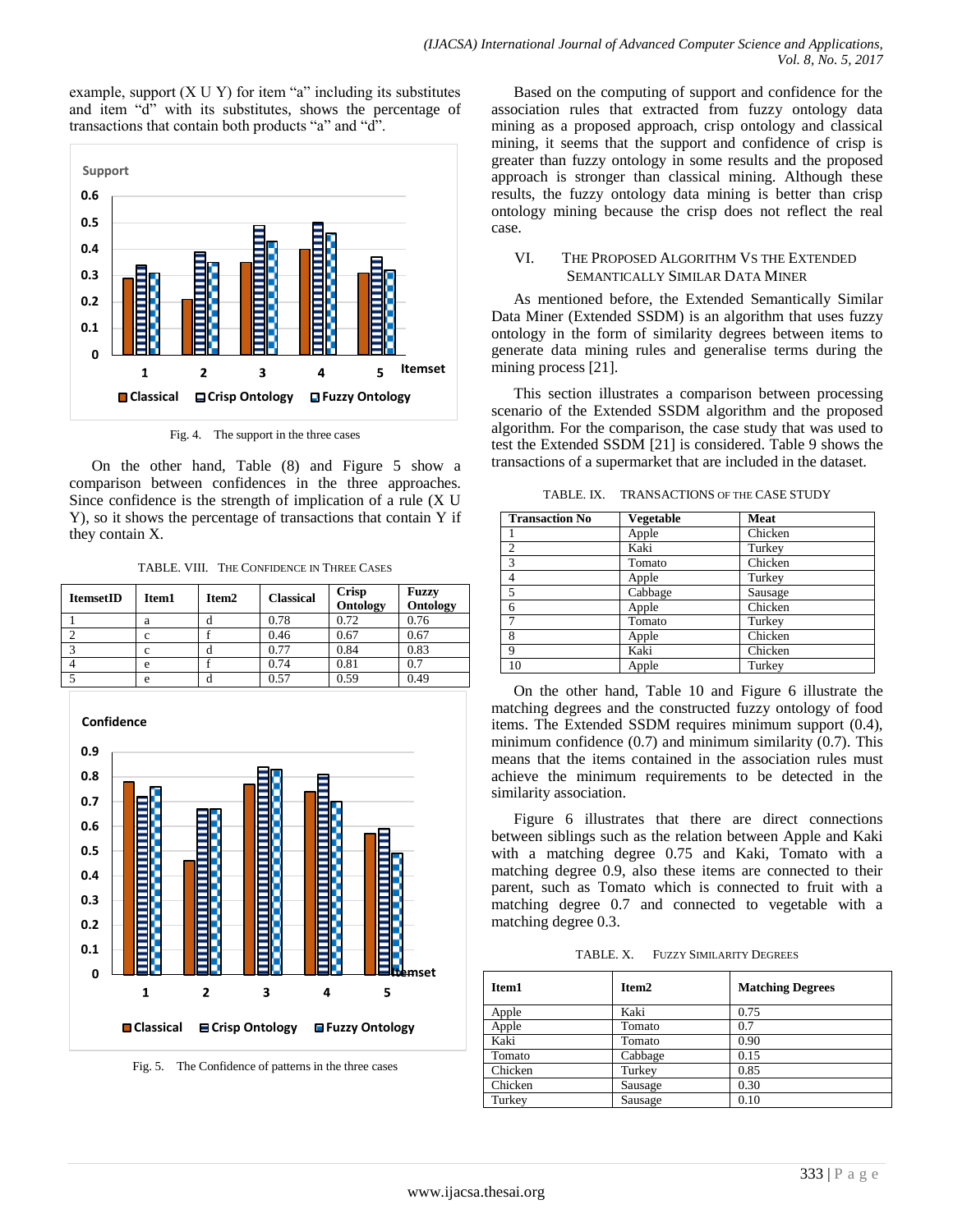example, support (X U Y) for item "a" including its substitutes and item "d" with its substitutes, shows the percentage of transactions that contain both products "a" and "d".

Fig. 4. The support in the three cases

On the other hand, Table (8) and Figure 5 show a comparison between confidences in the three approaches. Since confidence is the strength of implication of a rule (X U Y), so it shows the percentage of transactions that contain Y if they contain X.

TABLE. VIII. THE CONFIDENCE IN THREE CASES

| ItemsetID | Item1 | Item2 | Classical | Crisp Ontology | Fuzzy Ontology |
|---|---|---|---|---|---|
| 1 | a | d | 0.78 | 0.72 | 0.76 |
| 2 | c | f | 0.46 | 0.67 | 0.67 |
| 3 | c | d | 0.77 | 0.84 | 0.83 |
| 4 | e | f | 0.74 | 0.81 | 0.7 |
| 5 | e | d | 0.57 | 0.59 | 0.49 |

Fig. 5. The Confidence of patterns in the three cases

Based on the computing of support and confidence for the association rules that extracted from fuzzy ontology data mining as a proposed approach, crisp ontology and classical mining, it seems that the support and confidence of crisp is greater than fuzzy ontology in some results and the proposed approach is stronger than classical mining. Although these results, the fuzzy ontology data mining is better than crisp ontology mining because the crisp does not reflect the real case.

## VI. The Proposed Algorithm Vs the Extended Semantically Similar Data Miner

As mentioned before, the Extended Semantically Similar Data Miner (Extended SSDM) is an algorithm that uses fuzzy ontology in the form of similarity degrees between items to generate data mining rules and generalise terms during the mining process [21].

This section illustrates a comparison between processing scenario of the Extended SSDM algorithm and the proposed algorithm. For the comparison, the case study that was used to test the Extended SSDM [21] is considered. Table 9 shows the transactions of a supermarket that are included in the dataset.

TABLE. IX. TRANSACTIONS OF THE CASE STUDY

| Transaction No | Vegetable | Meat |
|---|---|---|
| 1 | Apple | Chicken |
| 2 | Kaki | Turkey |
| 3 | Tomato | Chicken |
| 4 | Apple | Turkey |
| 5 | Cabbage | Sausage |
| 6 | Apple | Chicken |
| 7 | Tomato | Turkey |
| 8 | Apple | Chicken |
| 9 | Kaki | Chicken |
| 10 | Apple | Turkey |

On the other hand, Table 10 and Figure 6 illustrate the matching degrees and the constructed fuzzy ontology of food items. The Extended SSDM requires minimum support (0.4), minimum confidence (0.7) and minimum similarity (0.7). This means that the items contained in the association rules must achieve the minimum requirements to be detected in the similarity association.

Figure 6 illustrates that there are direct connections between siblings such as the relation between Apple and Kaki with a matching degree 0.75 and Kaki, Tomato with a matching degree 0.9, also these items are connected to their parent, such as Tomato which is connected to fruit with a matching degree 0.7 and connected to vegetable with a matching degree 0.3.

TABLE. X. FUZZY SIMILARITY DEGREES

| Item1 | Item2 | Matching Degrees |
|---|---|---|
| Apple | Kaki | 0.75 |
| Apple | Tomato | 0.7 |
| Kaki | Tomato | 0.90 |
| Tomato | Cabbage | 0.15 |
| Chicken | Turkey | 0.85 |
| Chicken | Sausage | 0.30 |
| Turkey | Sausage | 0.10 |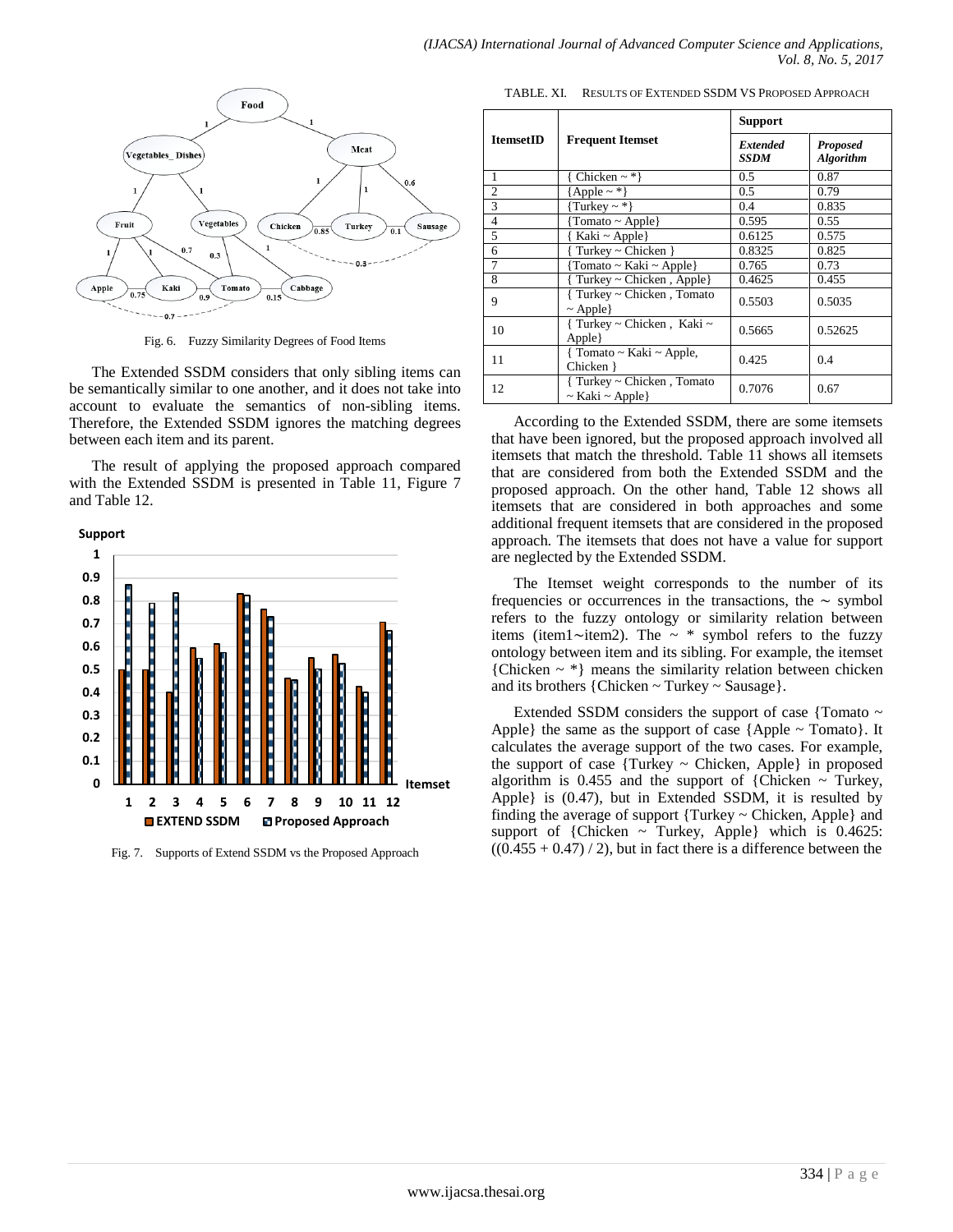Fig. 6. Fuzzy Similarity Degrees of Food Items

The Extended SSDM considers that only sibling items can be semantically similar to one another, and it does not take into account to evaluate the semantics of non-sibling items. Therefore, the Extended SSDM ignores the matching degrees between each item and its parent.

The result of applying the proposed approach compared with the Extended SSDM is presented in Table 11, Figure 7 and Table 12.

Fig. 7. Supports of Extend SSDM vs the Proposed Approach

TABLE. XI. RESULTS OF EXTENDED SSDM VS PROPOSED APPROACH

| ItemsetID | Frequent Itemset | Support | |
|---|---|---|---|
| | | *Extended SSDM* | *Proposed Algorithm* |
| 1 | { Chicken ~ *} | 0.5 | 0.87 |
| 2 | {Apple ~ *} | 0.5 | 0.79 |
| 3 | {Turkey ~ *} | 0.4 | 0.835 |
| 4 | {Tomato ~ Apple} | 0.595 | 0.55 |
| 5 | { Kaki ~ Apple} | 0.6125 | 0.575 |
| 6 | { Turkey ~ Chicken } | 0.8325 | 0.825 |
| 7 | {Tomato ~ Kaki ~ Apple} | 0.765 | 0.73 |
| 8 | { Turkey ~ Chicken , Apple} | 0.4625 | 0.455 |
| 9 | { Turkey ~ Chicken , Tomato ~ Apple} | 0.5503 | 0.5035 |
| 10 | { Turkey ~ Chicken , Kaki ~ Apple} | 0.5665 | 0.52625 |
| 11 | { Tomato ~ Kaki ~ Apple, Chicken } | 0.425 | 0.4 |
| 12 | { Turkey ~ Chicken , Tomato ~ Kaki ~ Apple} | 0.7076 | 0.67 |

According to the Extended SSDM, there are some itemsets that have been ignored, but the proposed approach involved all itemsets that match the threshold. Table 11 shows all itemsets that are considered from both the Extended SSDM and the proposed approach. On the other hand, Table 12 shows all itemsets that are considered in both approaches and some additional frequent itemsets that are considered in the proposed approach. The itemsets that does not have a value for support are neglected by the Extended SSDM.

The Itemset weight corresponds to the number of its frequencies or occurrences in the transactions, the ~ symbol refers to the fuzzy ontology or similarity relation between items (item1~item2). The ~ * symbol refers to the fuzzy ontology between item and its sibling. For example, the itemset {Chicken ~ *} means the similarity relation between chicken and its brothers {Chicken ~ Turkey ~ Sausage}.

Extended SSDM considers the support of case {Tomato ~ Apple} the same as the support of case {Apple ~ Tomato}. It calculates the average support of the two cases. For example, the support of case {Turkey ~ Chicken, Apple} in proposed algorithm is 0.455 and the support of {Chicken ~ Turkey, Apple} is (0.47), but in Extended SSDM, it is resulted by finding the average of support {Turkey ~ Chicken, Apple} and support of {Chicken ~ Turkey, Apple} which is 0.4625: $((0.455 + 0.47) / 2)$, but in fact there is a difference between the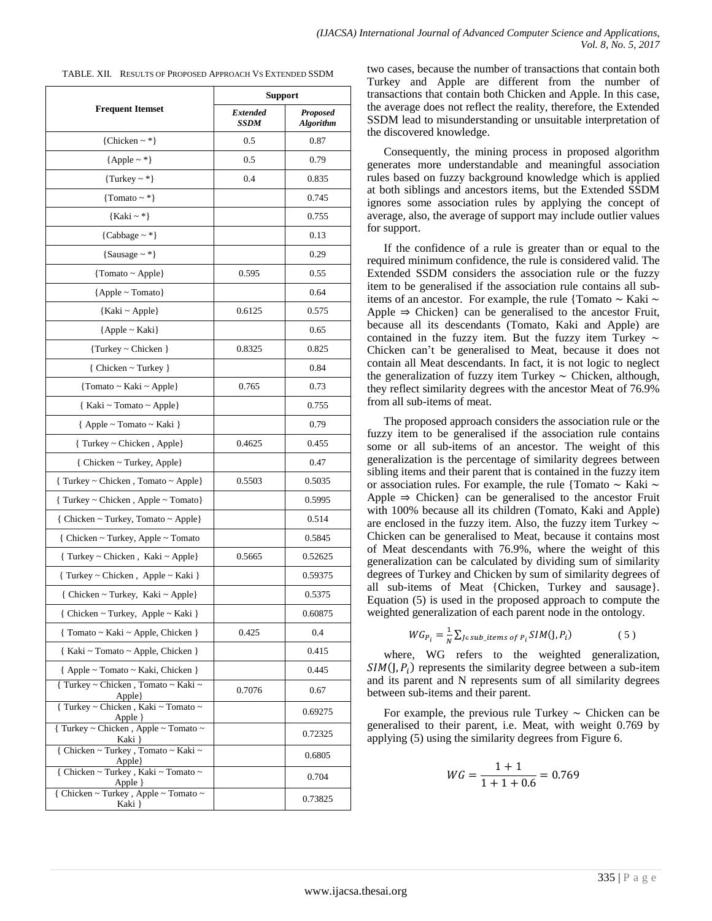TABLE. XII. RESULTS OF PROPOSED APPROACH VS EXTENDED SSDM

| Frequent Itemset | Support | |
|---|---|---|
| | *Extended SSDM* | *Proposed Algorithm* |
| {Chicken ~ *} | 0.5 | 0.87 |
| {Apple ~ *} | 0.5 | 0.79 |
| {Turkey ~ *} | 0.4 | 0.835 |
| {Tomato ~ *} | | 0.745 |
| {Kaki ~ *} | | 0.755 |
| {Cabbage ~ *} | | 0.13 |
| {Sausage ~ *} | | 0.29 |
| {Tomato ~ Apple} | 0.595 | 0.55 |
| {Apple ~ Tomato} | | 0.64 |
| {Kaki ~ Apple} | 0.6125 | 0.575 |
| {Apple ~ Kaki} | | 0.65 |
| {Turkey ~ Chicken } | 0.8325 | 0.825 |
| { Chicken ~ Turkey } | | 0.84 |
| {Tomato ~ Kaki ~ Apple} | 0.765 | 0.73 |
| { Kaki ~ Tomato ~ Apple} | | 0.755 |
| { Apple ~ Tomato ~ Kaki } | | 0.79 |
| { Turkey ~ Chicken , Apple} | 0.4625 | 0.455 |
| { Chicken ~ Turkey, Apple} | | 0.47 |
| { Turkey ~ Chicken , Tomato ~ Apple} | 0.5503 | 0.5035 |
| { Turkey ~ Chicken , Apple ~ Tomato} | | 0.5995 |
| { Chicken ~ Turkey, Tomato ~ Apple} | | 0.514 |
| { Chicken ~ Turkey, Apple ~ Tomato | | 0.5845 |
| { Turkey ~ Chicken , Kaki ~ Apple} | 0.5665 | 0.52625 |
| { Turkey ~ Chicken , Apple ~ Kaki } | | 0.59375 |
| { Chicken ~ Turkey, Kaki ~ Apple} | | 0.5375 |
| { Chicken ~ Turkey, Apple ~ Kaki } | | 0.60875 |
| { Tomato ~ Kaki ~ Apple, Chicken } | 0.425 | 0.4 |
| { Kaki ~ Tomato ~ Apple, Chicken } | | 0.415 |
| { Apple ~ Tomato ~ Kaki, Chicken } | | 0.445 |
| { Turkey ~ Chicken , Tomato ~ Kaki ~ Apple} | 0.7076 | 0.67 |
| { Turkey ~ Chicken , Kaki ~ Tomato ~ Apple } | | 0.69275 |
| { Turkey ~ Chicken , Apple ~ Tomato ~ Kaki } | | 0.72325 |
| { Chicken ~ Turkey , Tomato ~ Kaki ~ Apple} | | 0.6805 |
| { Chicken ~ Turkey , Kaki ~ Tomato ~ Apple } | | 0.704 |
| { Chicken ~ Turkey , Apple ~ Tomato ~ Kaki } | | 0.73825 |

two cases, because the number of transactions that contain both Turkey and Apple are different from the number of transactions that contain both Chicken and Apple. In this case, the average does not reflect the reality, therefore, the Extended SSDM lead to misunderstanding or unsuitable interpretation of the discovered knowledge.

Consequently, the mining process in proposed algorithm generates more understandable and meaningful association rules based on fuzzy background knowledge which is applied at both siblings and ancestors items, but the Extended SSDM ignores some association rules by applying the concept of average, also, the average of support may include outlier values for support.

If the confidence of a rule is greater than or equal to the required minimum confidence, the rule is considered valid. The Extended SSDM considers the association rule or the fuzzy item to be generalised if the association rule contains all sub-items of an ancestor. For example, the rule {Tomato ∼ Kaki ∼ Apple ⇒ Chicken} can be generalised to the ancestor Fruit, because all its descendants (Tomato, Kaki and Apple) are contained in the fuzzy item. But the fuzzy item Turkey ∼ Chicken can't be generalised to Meat, because it does not contain all Meat descendants. In fact, it is not logic to neglect the generalization of fuzzy item Turkey ∼ Chicken, although, they reflect similarity degrees with the ancestor Meat of 76.9% from all sub-items of meat.

The proposed approach considers the association rule or the fuzzy item to be generalised if the association rule contains some or all sub-items of an ancestor. The weight of this generalization is the percentage of similarity degrees between sibling items and their parent that is contained in the fuzzy item or association rules. For example, the rule {Tomato ∼ Kaki ∼ Apple ⇒ Chicken} can be generalised to the ancestor Fruit with 100% because all its children (Tomato, Kaki and Apple) are enclosed in the fuzzy item. Also, the fuzzy item Turkey ∼ Chicken can be generalised to Meat, because it contains most of Meat descendants with 76.9%, where the weight of this generalization can be calculated by dividing sum of similarity degrees of Turkey and Chicken by sum of similarity degrees of all sub-items of Meat {Chicken, Turkey and sausage}. Equation (5) is used in the proposed approach to compute the weighted generalization of each parent node in the ontology.

$$WG_{P_i} = \frac{1}{N} \sum_{J \in sub\_items\ of\ P_i} SIM(J, P_i) \qquad (5)$$

where, WG refers to the weighted generalization, $SIM(J, P_i)$ represents the similarity degree between a sub-item and its parent and N represents sum of all similarity degrees between sub-items and their parent.

For example, the previous rule Turkey ∼ Chicken can be generalised to their parent, i.e. Meat, with weight 0.769 by applying (5) using the similarity degrees from Figure 6.

$$WG = \frac{1+1}{1+1+0.6} = 0.769$$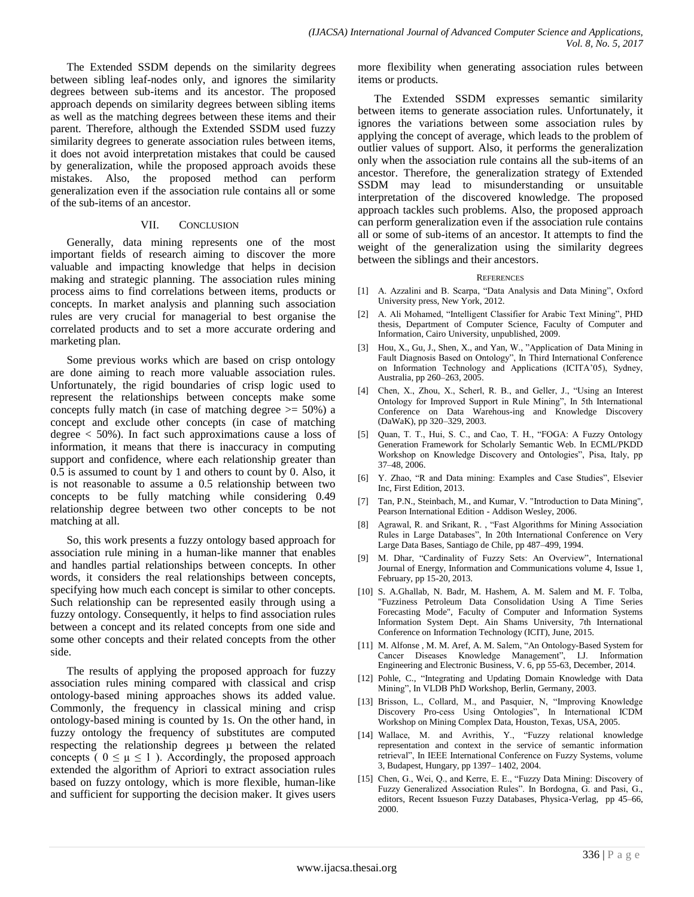The Extended SSDM depends on the similarity degrees between sibling leaf-nodes only, and ignores the similarity degrees between sub-items and its ancestor. The proposed approach depends on similarity degrees between sibling items as well as the matching degrees between these items and their parent. Therefore, although the Extended SSDM used fuzzy similarity degrees to generate association rules between items, it does not avoid interpretation mistakes that could be caused by generalization, while the proposed approach avoids these mistakes. Also, the proposed method can perform generalization even if the association rule contains all or some of the sub-items of an ancestor.

## VII. Conclusion

Generally, data mining represents one of the most important fields of research aiming to discover the more valuable and impacting knowledge that helps in decision making and strategic planning. The association rules mining process aims to find correlations between items, products or concepts. In market analysis and planning such association rules are very crucial for managerial to best organise the correlated products and to set a more accurate ordering and marketing plan.

Some previous works which are based on crisp ontology are done aiming to reach more valuable association rules. Unfortunately, the rigid boundaries of crisp logic used to represent the relationships between concepts make some concepts fully match (in case of matching degree >= 50%) a concept and exclude other concepts (in case of matching degree < 50%). In fact such approximations cause a loss of information, it means that there is inaccuracy in computing support and confidence, where each relationship greater than 0.5 is assumed to count by 1 and others to count by 0. Also, it is not reasonable to assume a 0.5 relationship between two concepts to be fully matching while considering 0.49 relationship degree between two other concepts to be not matching at all.

So, this work presents a fuzzy ontology based approach for association rule mining in a human-like manner that enables and handles partial relationships between concepts. In other words, it considers the real relationships between concepts, specifying how much each concept is similar to other concepts. Such relationship can be represented easily through using a fuzzy ontology. Consequently, it helps to find association rules between a concept and its related concepts from one side and some other concepts and their related concepts from the other side.

The results of applying the proposed approach for fuzzy association rules mining compared with classical and crisp ontology-based mining approaches shows its added value. Commonly, the frequency in classical mining and crisp ontology-based mining is counted by 1s. On the other hand, in fuzzy ontology the frequency of substitutes are computed respecting the relationship degrees μ between the related concepts ( $0 \leq \mu \leq 1$ ). Accordingly, the proposed approach extended the algorithm of Apriori to extract association rules based on fuzzy ontology, which is more flexible, human-like and sufficient for supporting the decision maker. It gives users more flexibility when generating association rules between items or products.

The Extended SSDM expresses semantic similarity between items to generate association rules. Unfortunately, it ignores the variations between some association rules by applying the concept of average, which leads to the problem of outlier values of support. Also, it performs the generalization only when the association rule contains all the sub-items of an ancestor. Therefore, the generalization strategy of Extended SSDM may lead to misunderstanding or unsuitable interpretation of the discovered knowledge. The proposed approach tackles such problems. Also, the proposed approach can perform generalization even if the association rule contains all or some of sub-items of an ancestor. It attempts to find the weight of the generalization using the similarity degrees between the siblings and their ancestors.

## References

[1] A. Azzalini and B. Scarpa, "Data Analysis and Data Mining", Oxford University press, New York, 2012.

[2] A. Ali Mohamed, "Intelligent Classifier for Arabic Text Mining", PHD thesis, Department of Computer Science, Faculty of Computer and Information, Cairo University, unpublished, 2009.

[3] Hou, X., Gu, J., Shen, X., and Yan, W., "Application of Data Mining in Fault Diagnosis Based on Ontology", In Third International Conference on Information Technology and Applications (ICITA'05), Sydney, Australia, pp 260–263, 2005.

[4] Chen, X., Zhou, X., Scherl, R. B., and Geller, J., "Using an Interest Ontology for Improved Support in Rule Mining", In 5th International Conference on Data Warehous-ing and Knowledge Discovery (DaWaK), pp 320–329, 2003.

[5] Quan, T. T., Hui, S. C., and Cao, T. H., "FOGA: A Fuzzy Ontology Generation Framework for Scholarly Semantic Web. In ECML/PKDD Workshop on Knowledge Discovery and Ontologies", Pisa, Italy, pp 37–48, 2006.

[6] Y. Zhao, "R and Data mining: Examples and Case Studies", Elsevier Inc, First Edition, 2013.

[7] Tan, P.N., Steinbach, M., and Kumar, V. "Introduction to Data Mining", Pearson International Edition - Addison Wesley, 2006.

[8] Agrawal, R. and Srikant, R. , "Fast Algorithms for Mining Association Rules in Large Databases", In 20th International Conference on Very Large Data Bases, Santiago de Chile, pp 487–499, 1994.

[9] M. Dhar, "Cardinality of Fuzzy Sets: An Overview", International Journal of Energy, Information and Communications volume 4, Issue 1, February, pp 15-20, 2013.

[10] S. A.Ghallab, N. Badr, M. Hashem, A. M. Salem and M. F. Tolba, "Fuzziness Petroleum Data Consolidation Using A Time Series Forecasting Mode", Faculty of Computer and Information Systems Information System Dept. Ain Shams University, 7th International Conference on Information Technology (ICIT), June, 2015.

[11] M. Alfonse , M. M. Aref, A. M. Salem, "An Ontology-Based System for Cancer Diseases Knowledge Management", I.J. Information Engineering and Electronic Business, V. 6, pp 55-63, December, 2014.

[12] Pohle, C., "Integrating and Updating Domain Knowledge with Data Mining", In VLDB PhD Workshop, Berlin, Germany, 2003.

[13] Brisson, L., Collard, M., and Pasquier, N, "Improving Knowledge Discovery Pro-cess Using Ontologies", In International ICDM Workshop on Mining Complex Data, Houston, Texas, USA, 2005.

[14] Wallace, M. and Avrithis, Y., "Fuzzy relational knowledge representation and context in the service of semantic information retrieval", In IEEE International Conference on Fuzzy Systems, volume 3, Budapest, Hungary, pp 1397– 1402, 2004.

[15] Chen, G., Wei, Q., and Kerre, E. E., "Fuzzy Data Mining: Discovery of Fuzzy Generalized Association Rules". In Bordogna, G. and Pasi, G., editors, Recent Issueson Fuzzy Databases, Physica-Verlag, pp 45–66, 2000.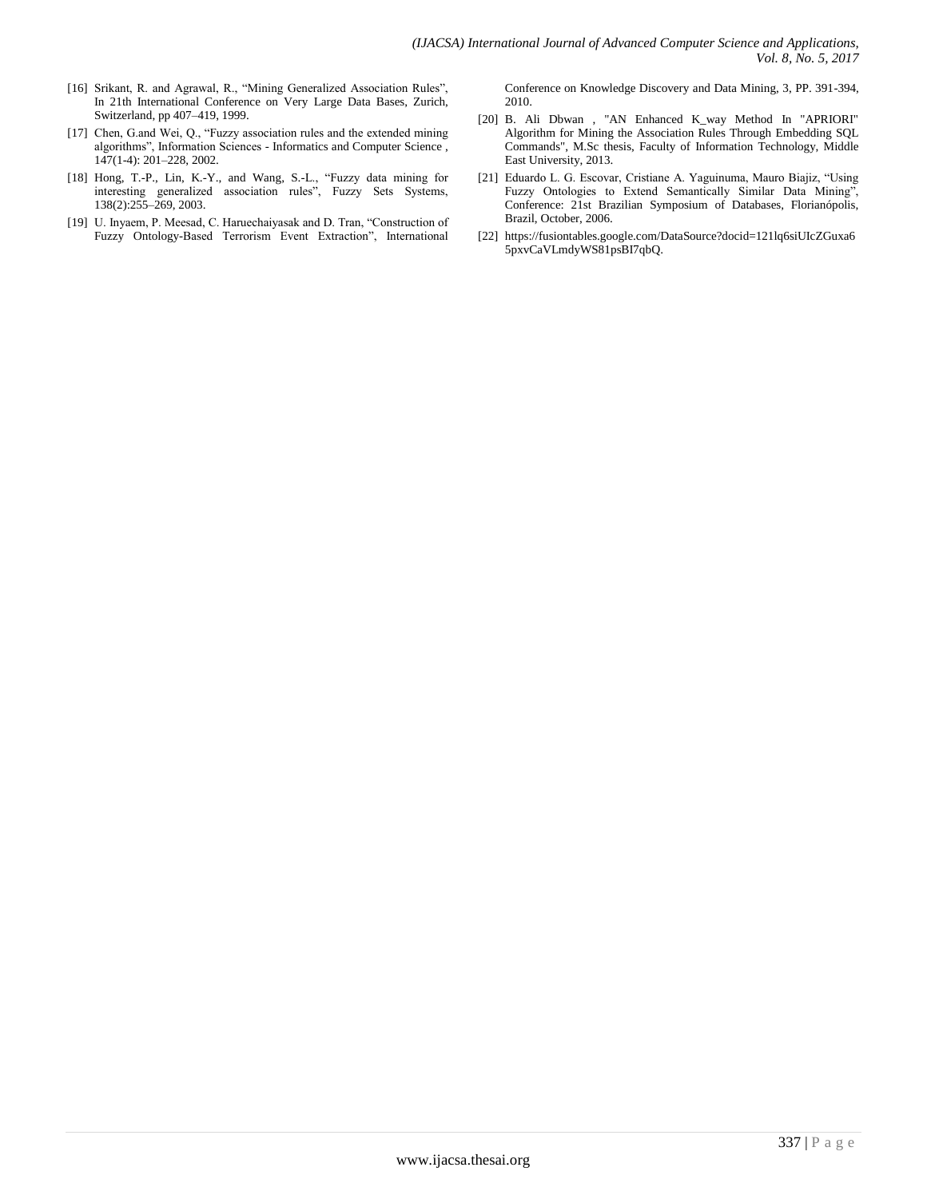[16] Srikant, R. and Agrawal, R., “Mining Generalized Association Rules”, In 21th International Conference on Very Large Data Bases, Zurich, Switzerland, pp 407–419, 1999.

[17] Chen, G.and Wei, Q., “Fuzzy association rules and the extended mining algorithms”, Information Sciences - Informatics and Computer Science , 147(1-4): 201–228, 2002.

[18] Hong, T.-P., Lin, K.-Y., and Wang, S.-L., “Fuzzy data mining for interesting generalized association rules”, Fuzzy Sets Systems, 138(2):255–269, 2003.

[19] U. Inyaem, P. Meesad, C. Haruechaiyasak and D. Tran, “Construction of Fuzzy Ontology-Based Terrorism Event Extraction”, International Conference on Knowledge Discovery and Data Mining, 3, PP. 391-394, 2010.

[20] B. Ali Dbwan , "AN Enhanced K_way Method In "APRIORI" Algorithm for Mining the Association Rules Through Embedding SQL Commands", M.Sc thesis, Faculty of Information Technology, Middle East University, 2013.

[21] Eduardo L. G. Escovar, Cristiane A. Yaguinuma, Mauro Biajiz, “Using Fuzzy Ontologies to Extend Semantically Similar Data Mining”, Conference: 21st Brazilian Symposium of Databases, Florianópolis, Brazil, October, 2006.

[22] https://fusiontables.google.com/DataSource?docid=121lq6siUIcZGuxa65pxvCaVLmdyWS81psBI7qbQ.